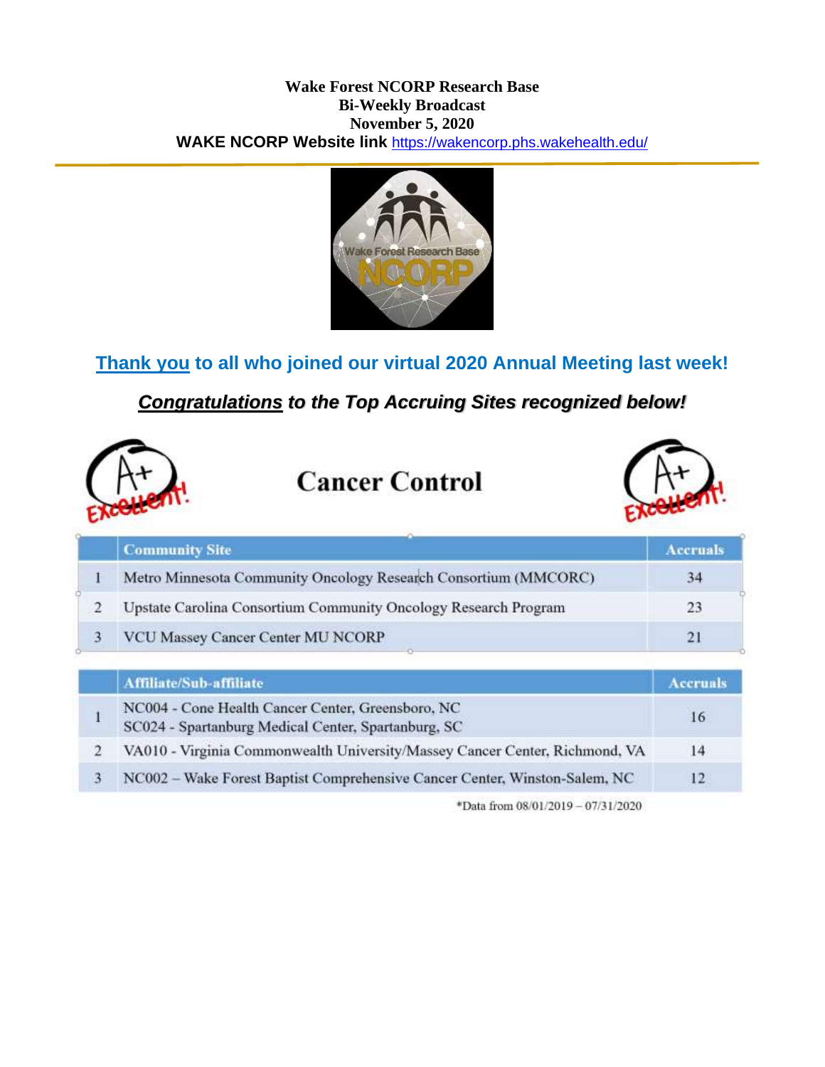**Wake Forest NCORP Research Base**
**Bi-Weekly Broadcast**
**November 5, 2020**
**WAKE NCORP Website link** https://wakencorp.phs.wakehealth.edu/

## Thank you to all who joined our virtual 2020 Annual Meeting last week!

### *Congratulations to the Top Accruing Sites recognized below!*

## Cancer Control

| | Community Site | Accruals |
|---|---|---|
| 1 | Metro Minnesota Community Oncology Research Consortium (MMCORC) | 34 |
| 2 | Upstate Carolina Consortium Community Oncology Research Program | 23 |
| 3 | VCU Massey Cancer Center MU NCORP | 21 |

| | Affiliate/Sub-affiliate | Accruals |
|---|---|---|
| 1 | NC004 - Cone Health Cancer Center, Greensboro, NC<br>SC024 - Spartanburg Medical Center, Spartanburg, SC | 16 |
| 2 | VA010 - Virginia Commonwealth University/Massey Cancer Center, Richmond, VA | 14 |
| 3 | NC002 – Wake Forest Baptist Comprehensive Cancer Center, Winston-Salem, NC | 12 |

*Data from 08/01/2019 – 07/31/2020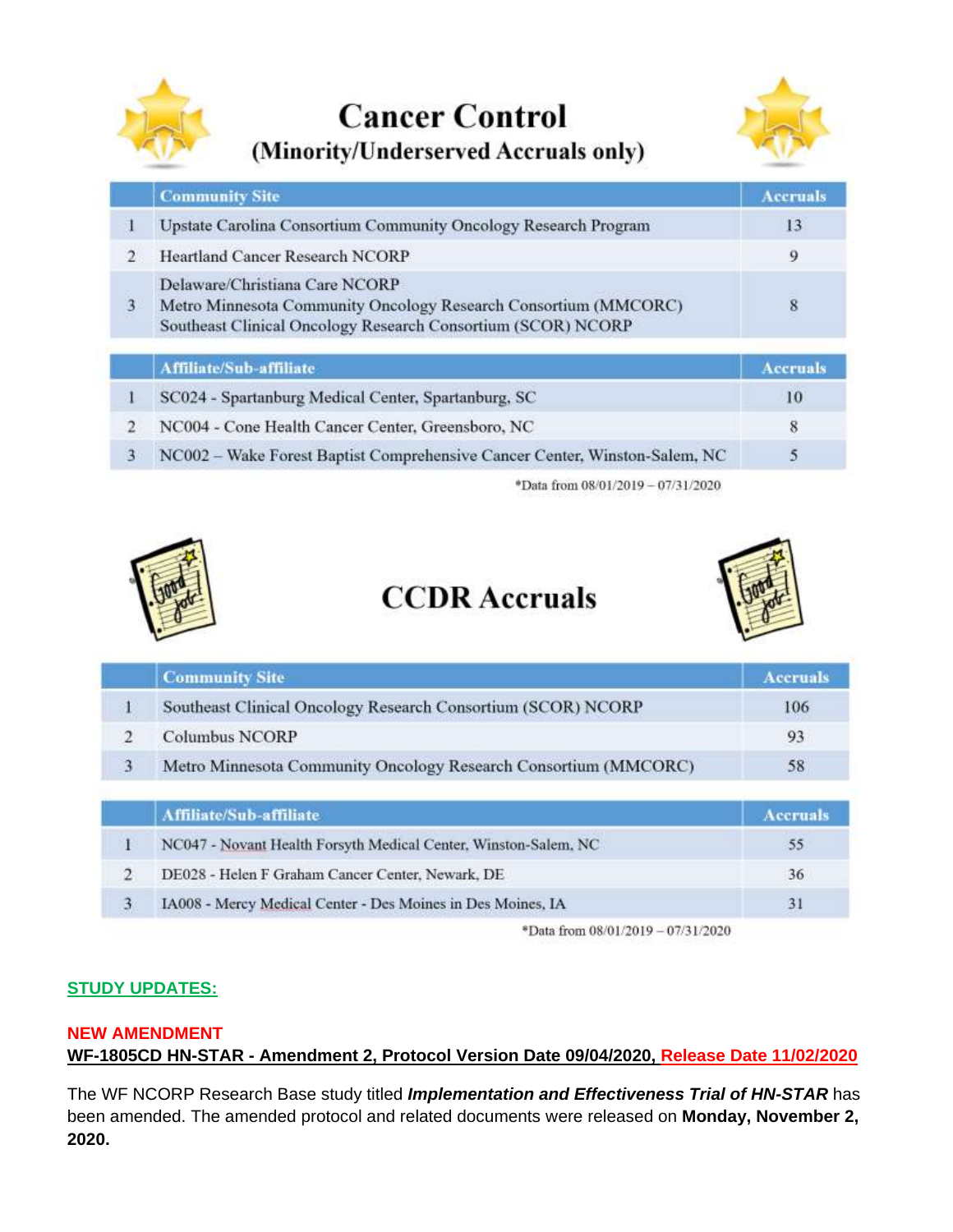# Cancer Control
## (Minority/Underserved Accruals only)

| | Community Site | Accruals |
|---|---|---|
| 1 | Upstate Carolina Consortium Community Oncology Research Program | 13 |
| 2 | Heartland Cancer Research NCORP | 9 |
| 3 | Delaware/Christiana Care NCORP<br>Metro Minnesota Community Oncology Research Consortium (MMCORC)<br>Southeast Clinical Oncology Research Consortium (SCOR) NCORP | 8 |

| | Affiliate/Sub-affiliate | Accruals |
|---|---|---|
| 1 | SC024 - Spartanburg Medical Center, Spartanburg, SC | 10 |
| 2 | NC004 - Cone Health Cancer Center, Greensboro, NC | 8 |
| 3 | NC002 – Wake Forest Baptist Comprehensive Cancer Center, Winston-Salem, NC | 5 |

*Data from 08/01/2019 – 07/31/2020

# CCDR Accruals

| | Community Site | Accruals |
|---|---|---|
| 1 | Southeast Clinical Oncology Research Consortium (SCOR) NCORP | 106 |
| 2 | Columbus NCORP | 93 |
| 3 | Metro Minnesota Community Oncology Research Consortium (MMCORC) | 58 |

| | Affiliate/Sub-affiliate | Accruals |
|---|---|---|
| 1 | NC047 - Novant Health Forsyth Medical Center, Winston-Salem, NC | 55 |
| 2 | DE028 - Helen F Graham Cancer Center, Newark, DE | 36 |
| 3 | IA008 - Mercy Medical Center - Des Moines in Des Moines, IA | 31 |

*Data from 08/01/2019 – 07/31/2020

## STUDY UPDATES:

### NEW AMENDMENT

**WF-1805CD HN-STAR - Amendment 2, Protocol Version Date 09/04/2020, Release Date 11/02/2020**

The WF NCORP Research Base study titled ***Implementation and Effectiveness Trial of HN-STAR*** has been amended. The amended protocol and related documents were released on **Monday, November 2, 2020.**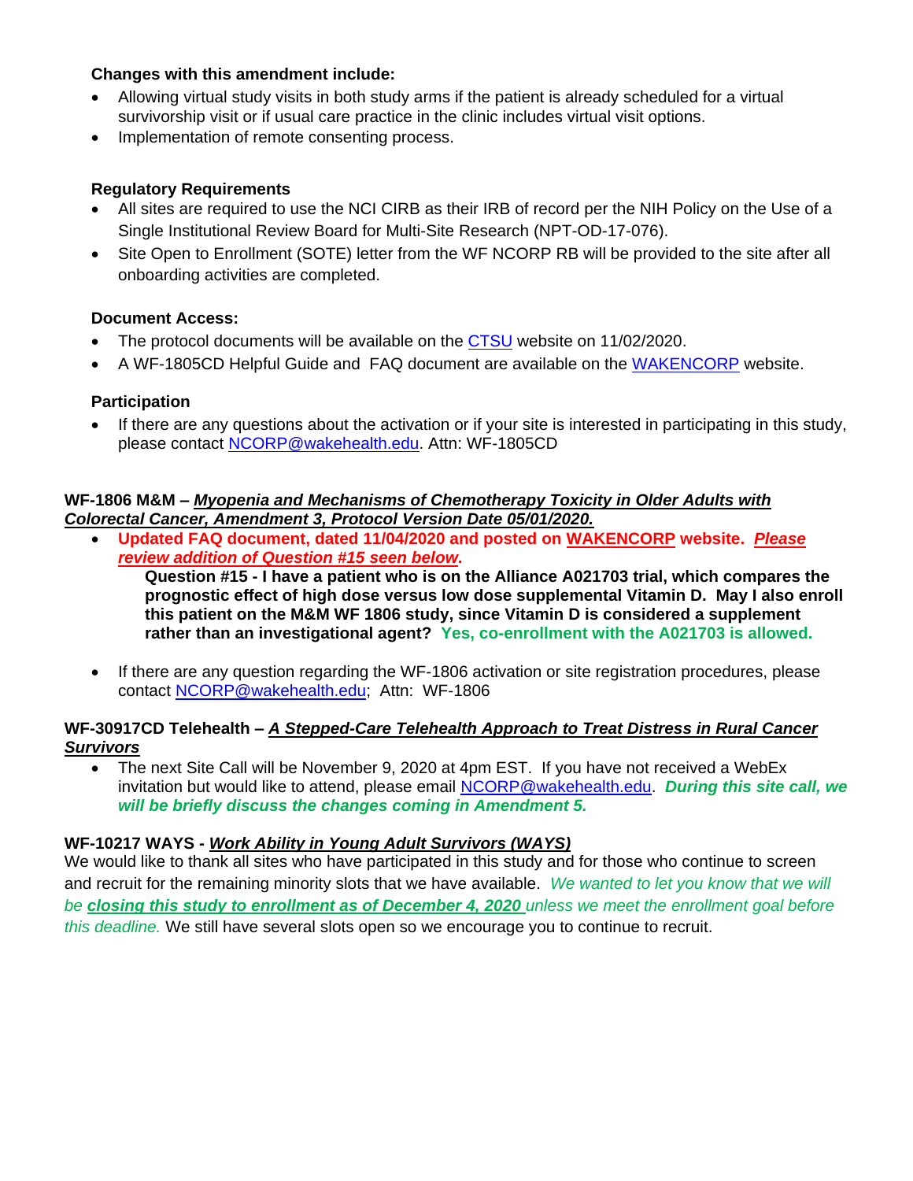**Changes with this amendment include:**

- Allowing virtual study visits in both study arms if the patient is already scheduled for a virtual survivorship visit or if usual care practice in the clinic includes virtual visit options.
- Implementation of remote consenting process.

**Regulatory Requirements**

- All sites are required to use the NCI CIRB as their IRB of record per the NIH Policy on the Use of a Single Institutional Review Board for Multi-Site Research (NPT-OD-17-076).
- Site Open to Enrollment (SOTE) letter from the WF NCORP RB will be provided to the site after all onboarding activities are completed.

**Document Access:**

- The protocol documents will be available on the CTSU website on 11/02/2020.
- A WF-1805CD Helpful Guide and FAQ document are available on the WAKENCORP website.

**Participation**

- If there are any questions about the activation or if your site is interested in participating in this study, please contact NCORP@wakehealth.edu. Attn: WF-1805CD

**WF-1806 M&M – *Myopenia and Mechanisms of Chemotherapy Toxicity in Older Adults with Colorectal Cancer, Amendment 3, Protocol Version Date 05/01/2020.***

- **Updated FAQ document, dated 11/04/2020 and posted on WAKENCORP website. *Please review addition of Question #15 seen below*.**

  **Question #15 - I have a patient who is on the Alliance A021703 trial, which compares the prognostic effect of high dose versus low dose supplemental Vitamin D. May I also enroll this patient on the M&M WF 1806 study, since Vitamin D is considered a supplement rather than an investigational agent? Yes, co-enrollment with the A021703 is allowed.**

- If there are any question regarding the WF-1806 activation or site registration procedures, please contact NCORP@wakehealth.edu; Attn: WF-1806

**WF-30917CD Telehealth – *A Stepped-Care Telehealth Approach to Treat Distress in Rural Cancer Survivors***

- The next Site Call will be November 9, 2020 at 4pm EST. If you have not received a WebEx invitation but would like to attend, please email NCORP@wakehealth.edu. ***During this site call, we will be briefly discuss the changes coming in Amendment 5.***

**WF-10217 WAYS - *Work Ability in Young Adult Survivors (WAYS)***

We would like to thank all sites who have participated in this study and for those who continue to screen and recruit for the remaining minority slots that we have available. *We wanted to let you know that we will be **closing this study to enrollment as of December 4, 2020** unless we meet the enrollment goal before this deadline.* We still have several slots open so we encourage you to continue to recruit.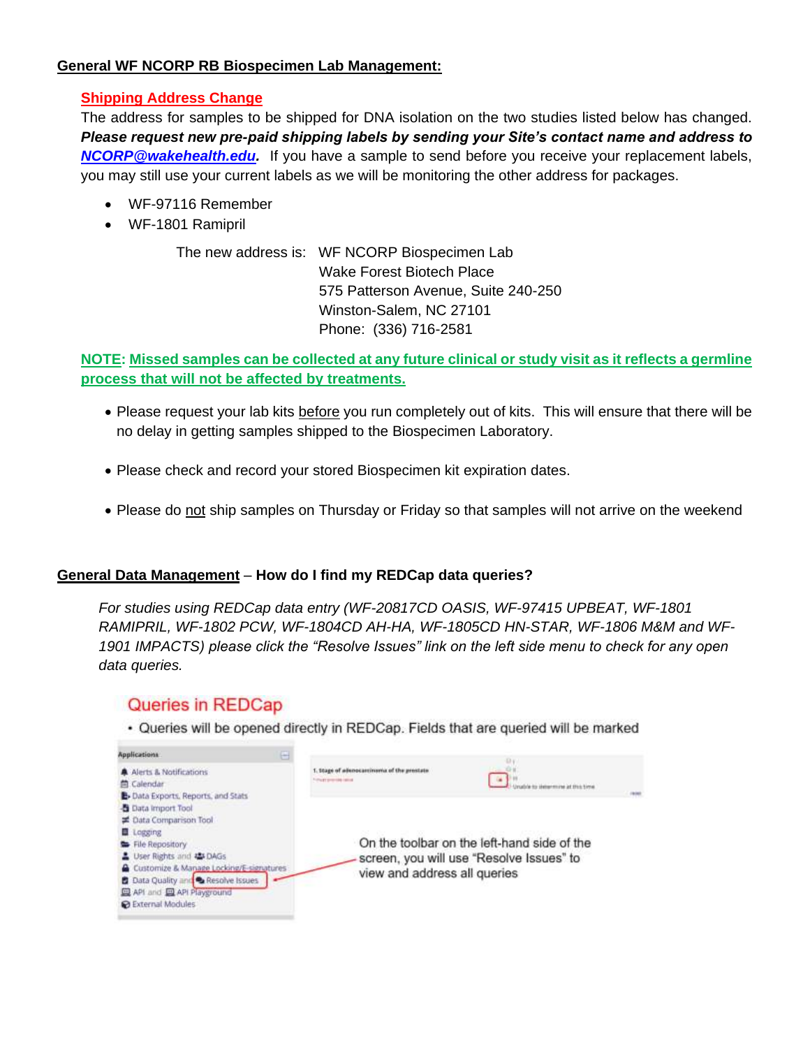**General WF NCORP RB Biospecimen Lab Management:**

**Shipping Address Change**

The address for samples to be shipped for DNA isolation on the two studies listed below has changed. ***Please request new pre-paid shipping labels by sending your Site's contact name and address to NCORP@wakehealth.edu.*** If you have a sample to send before you receive your replacement labels, you may still use your current labels as we will be monitoring the other address for packages.

- WF-97116 Remember
- WF-1801 Ramipril

The new address is: WF NCORP Biospecimen Lab
Wake Forest Biotech Place
575 Patterson Avenue, Suite 240-250
Winston-Salem, NC 27101
Phone: (336) 716-2581

**NOTE: Missed samples can be collected at any future clinical or study visit as it reflects a germline process that will not be affected by treatments.**

- Please request your lab kits before you run completely out of kits. This will ensure that there will be no delay in getting samples shipped to the Biospecimen Laboratory.
- Please check and record your stored Biospecimen kit expiration dates.
- Please do not ship samples on Thursday or Friday so that samples will not arrive on the weekend

**General Data Management – How do I find my REDCap data queries?**

*For studies using REDCap data entry (WF-20817CD OASIS, WF-97415 UPBEAT, WF-1801 RAMIPRIL, WF-1802 PCW, WF-1804CD AH-HA, WF-1805CD HN-STAR, WF-1806 M&M and WF-1901 IMPACTS) please click the "Resolve Issues" link on the left side menu to check for any open data queries.*

Queries in REDCap

- Queries will be opened directly in REDCap. Fields that are queried will be marked

Applications
- Alerts & Notifications
- Calendar
- Data Exports, Reports, and Stats
- Data Import Tool
- Data Comparison Tool
- Logging
- File Repository
- User Rights and DAGs
- Customize & Manage Locking/E-signatures
- Data Quality and Resolve Issues
- API and API Playground
- External Modules

On the toolbar on the left-hand side of the screen, you will use "Resolve Issues" to view and address all queries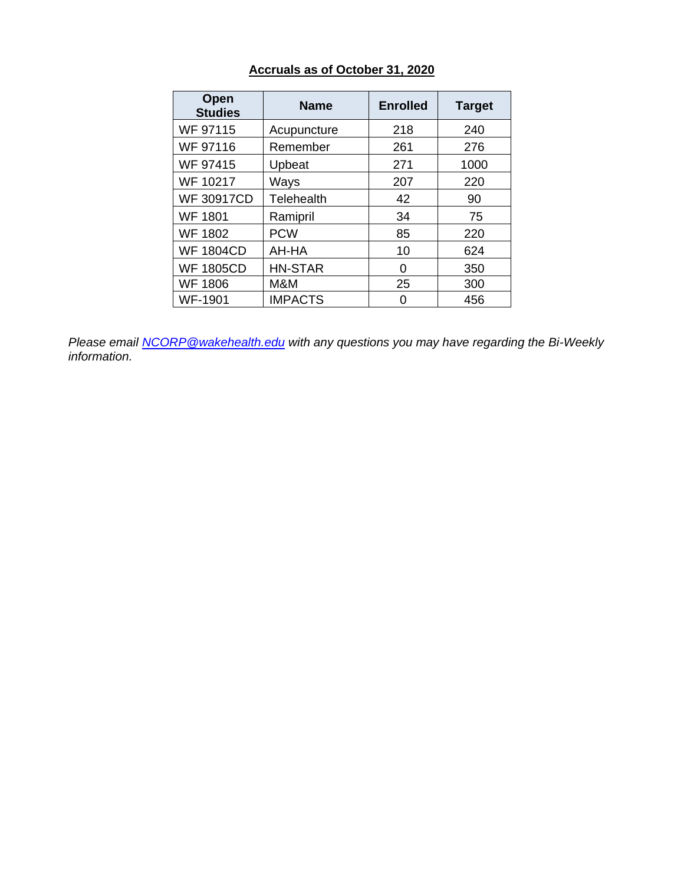**Accruals as of October 31, 2020**

| Open Studies | Name | Enrolled | Target |
|---|---|---|---|
| WF 97115 | Acupuncture | 218 | 240 |
| WF 97116 | Remember | 261 | 276 |
| WF 97415 | Upbeat | 271 | 1000 |
| WF 10217 | Ways | 207 | 220 |
| WF 30917CD | Telehealth | 42 | 90 |
| WF 1801 | Ramipril | 34 | 75 |
| WF 1802 | PCW | 85 | 220 |
| WF 1804CD | AH-HA | 10 | 624 |
| WF 1805CD | HN-STAR | 0 | 350 |
| WF 1806 | M&M | 25 | 300 |
| WF-1901 | IMPACTS | 0 | 456 |

*Please email [NCORP@wakehealth.edu](mailto:NCORP@wakehealth.edu) with any questions you may have regarding the Bi-Weekly information.*